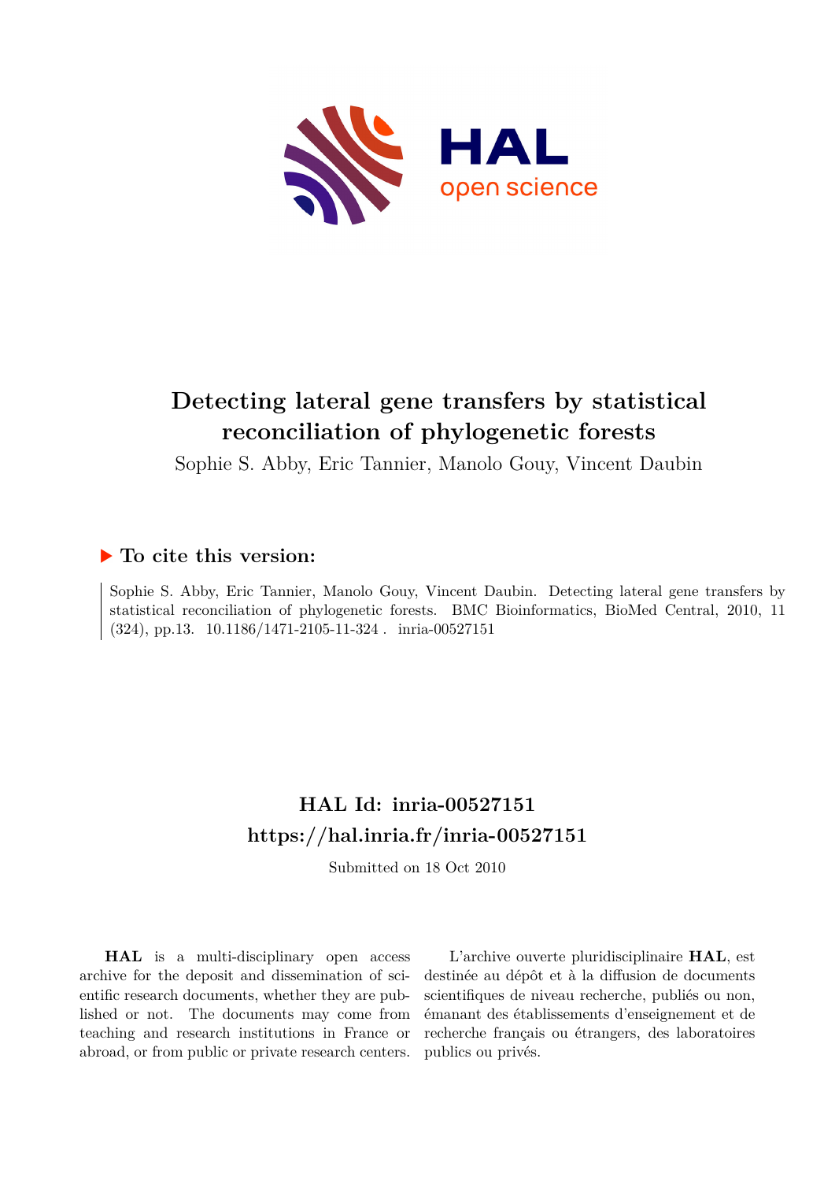# Detecting lateral gene transfers by statistical reconciliation of phylogenetic forests

Sophie S. Abby, Eric Tannier, Manolo Gouy, Vincent Daubin

## ▶ To cite this version:

Sophie S. Abby, Eric Tannier, Manolo Gouy, Vincent Daubin. Detecting lateral gene transfers by statistical reconciliation of phylogenetic forests. BMC Bioinformatics, BioMed Central, 2010, 11 (324), pp.13. 10.1186/1471-2105-11-324 . inria-00527151

## HAL Id: inria-00527151

## https://hal.inria.fr/inria-00527151

Submitted on 18 Oct 2010

**HAL** is a multi-disciplinary open access archive for the deposit and dissemination of scientific research documents, whether they are published or not. The documents may come from teaching and research institutions in France or abroad, or from public or private research centers.

L'archive ouverte pluridisciplinaire **HAL**, est destinée au dépôt et à la diffusion de documents scientifiques de niveau recherche, publiés ou non, émanant des établissements d'enseignement et de recherche français ou étrangers, des laboratoires publics ou privés.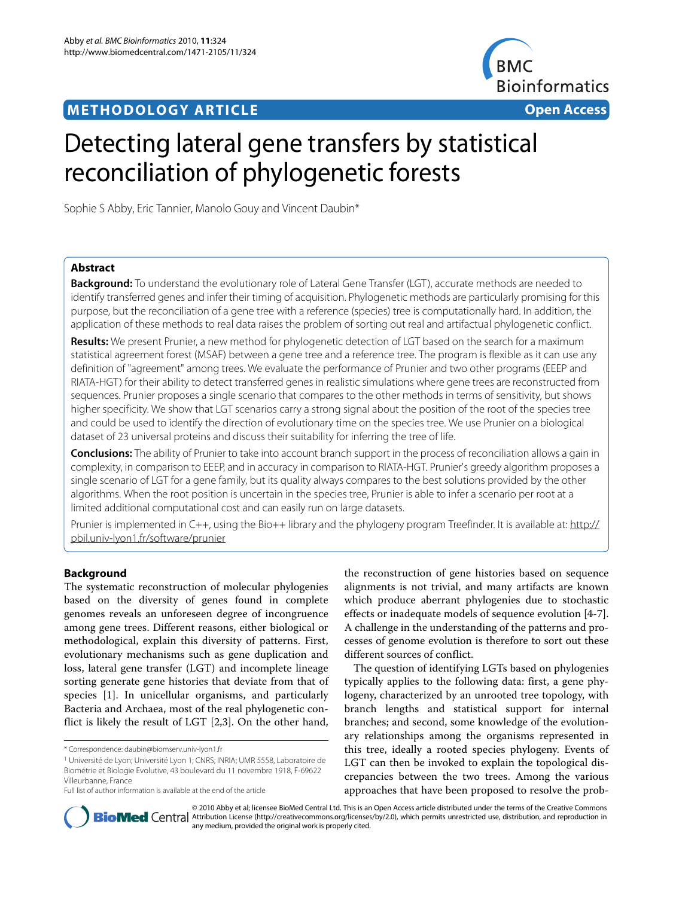# Detecting lateral gene transfers by statistical reconciliation of phylogenetic forests

Sophie S Abby, Eric Tannier, Manolo Gouy and Vincent Daubin*

## Abstract

**Background:** To understand the evolutionary role of Lateral Gene Transfer (LGT), accurate methods are needed to identify transferred genes and infer their timing of acquisition. Phylogenetic methods are particularly promising for this purpose, but the reconciliation of a gene tree with a reference (species) tree is computationally hard. In addition, the application of these methods to real data raises the problem of sorting out real and artifactual phylogenetic conflict.

**Results:** We present Prunier, a new method for phylogenetic detection of LGT based on the search for a maximum statistical agreement forest (MSAF) between a gene tree and a reference tree. The program is flexible as it can use any definition of "agreement" among trees. We evaluate the performance of Prunier and two other programs (EEEP and RIATA-HGT) for their ability to detect transferred genes in realistic simulations where gene trees are reconstructed from sequences. Prunier proposes a single scenario that compares to the other methods in terms of sensitivity, but shows higher specificity. We show that LGT scenarios carry a strong signal about the position of the root of the species tree and could be used to identify the direction of evolutionary time on the species tree. We use Prunier on a biological dataset of 23 universal proteins and discuss their suitability for inferring the tree of life.

**Conclusions:** The ability of Prunier to take into account branch support in the process of reconciliation allows a gain in complexity, in comparison to EEEP, and in accuracy in comparison to RIATA-HGT. Prunier's greedy algorithm proposes a single scenario of LGT for a gene family, but its quality always compares to the best solutions provided by the other algorithms. When the root position is uncertain in the species tree, Prunier is able to infer a scenario per root at a limited additional computational cost and can easily run on large datasets.

Prunier is implemented in C++, using the Bio++ library and the phylogeny program Treefinder. It is available at: http://pbil.univ-lyon1.fr/software/prunier

## Background

The systematic reconstruction of molecular phylogenies based on the diversity of genes found in complete genomes reveals an unforeseen degree of incongruence among gene trees. Different reasons, either biological or methodological, explain this diversity of patterns. First, evolutionary mechanisms such as gene duplication and loss, lateral gene transfer (LGT) and incomplete lineage sorting generate gene histories that deviate from that of species [1]. In unicellular organisms, and particularly Bacteria and Archaea, most of the real phylogenetic conflict is likely the result of LGT [2,3]. On the other hand, the reconstruction of gene histories based on sequence alignments is not trivial, and many artifacts are known which produce aberrant phylogenies due to stochastic effects or inadequate models of sequence evolution [4-7]. A challenge in the understanding of the patterns and processes of genome evolution is therefore to sort out these different sources of conflict.

The question of identifying LGTs based on phylogenies typically applies to the following data: first, a gene phylogeny, characterized by an unrooted tree topology, with branch lengths and statistical support for internal branches; and second, some knowledge of the evolutionary relationships among the organisms represented in this tree, ideally a rooted species phylogeny. Events of LGT can then be invoked to explain the topological discrepancies between the two trees. Among the various approaches that have been proposed to resolve the prob-

* Correspondence: daubin@biomserv.univ-lyon1.fr

[1] Université de Lyon; Université Lyon 1; CNRS; INRIA; UMR 5558, Laboratoire de Biométrie et Biologie Evolutive, 43 boulevard du 11 novembre 1918, F-69622 Villeurbanne, France

Full list of author information is available at the end of the article

© 2010 Abby et al; licensee BioMed Central Ltd. This is an Open Access article distributed under the terms of the Creative Commons Attribution License (http://creativecommons.org/licenses/by/2.0), which permits unrestricted use, distribution, and reproduction in any medium, provided the original work is properly cited.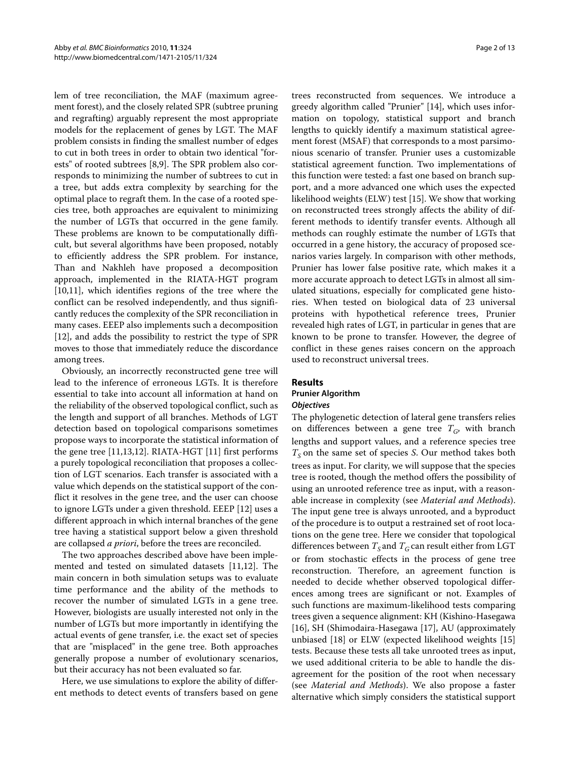lem of tree reconciliation, the MAF (maximum agreement forest), and the closely related SPR (subtree pruning and regrafting) arguably represent the most appropriate models for the replacement of genes by LGT. The MAF problem consists in finding the smallest number of edges to cut in both trees in order to obtain two identical "forests" of rooted subtrees [8,9]. The SPR problem also corresponds to minimizing the number of subtrees to cut in a tree, but adds extra complexity by searching for the optimal place to regraft them. In the case of a rooted species tree, both approaches are equivalent to minimizing the number of LGTs that occurred in the gene family. These problems are known to be computationally difficult, but several algorithms have been proposed, notably to efficiently address the SPR problem. For instance, Than and Nakhleh have proposed a decomposition approach, implemented in the RIATA-HGT program [10,11], which identifies regions of the tree where the conflict can be resolved independently, and thus significantly reduces the complexity of the SPR reconciliation in many cases. EEEP also implements such a decomposition [12], and adds the possibility to restrict the type of SPR moves to those that immediately reduce the discordance among trees.

Obviously, an incorrectly reconstructed gene tree will lead to the inference of erroneous LGTs. It is therefore essential to take into account all information at hand on the reliability of the observed topological conflict, such as the length and support of all branches. Methods of LGT detection based on topological comparisons sometimes propose ways to incorporate the statistical information of the gene tree [11,13,12]. RIATA-HGT [11] first performs a purely topological reconciliation that proposes a collection of LGT scenarios. Each transfer is associated with a value which depends on the statistical support of the conflict it resolves in the gene tree, and the user can choose to ignore LGTs under a given threshold. EEEP [12] uses a different approach in which internal branches of the gene tree having a statistical support below a given threshold are collapsed *a priori*, before the trees are reconciled.

The two approaches described above have been implemented and tested on simulated datasets [11,12]. The main concern in both simulation setups was to evaluate time performance and the ability of the methods to recover the number of simulated LGTs in a gene tree. However, biologists are usually interested not only in the number of LGTs but more importantly in identifying the actual events of gene transfer, i.e. the exact set of species that are "misplaced" in the gene tree. Both approaches generally propose a number of evolutionary scenarios, but their accuracy has not been evaluated so far.

Here, we use simulations to explore the ability of different methods to detect events of transfers based on gene trees reconstructed from sequences. We introduce a greedy algorithm called "Prunier" [14], which uses information on topology, statistical support and branch lengths to quickly identify a maximum statistical agreement forest (MSAF) that corresponds to a most parsimonious scenario of transfer. Prunier uses a customizable statistical agreement function. Two implementations of this function were tested: a fast one based on branch support, and a more advanced one which uses the expected likelihood weights (ELW) test [15]. We show that working on reconstructed trees strongly affects the ability of different methods to identify transfer events. Although all methods can roughly estimate the number of LGTs that occurred in a gene history, the accuracy of proposed scenarios varies largely. In comparison with other methods, Prunier has lower false positive rate, which makes it a more accurate approach to detect LGTs in almost all simulated situations, especially for complicated gene histories. When tested on biological data of 23 universal proteins with hypothetical reference trees, Prunier revealed high rates of LGT, in particular in genes that are known to be prone to transfer. However, the degree of conflict in these genes raises concern on the approach used to reconstruct universal trees.

## Results

### Prunier Algorithm

#### *Objectives*

The phylogenetic detection of lateral gene transfers relies on differences between a gene tree $T_G$, with branch lengths and support values, and a reference species tree $T_S$ on the same set of species $S$. Our method takes both trees as input. For clarity, we will suppose that the species tree is rooted, though the method offers the possibility of using an unrooted reference tree as input, with a reasonable increase in complexity (see *Material and Methods*). The input gene tree is always unrooted, and a byproduct of the procedure is to output a restrained set of root locations on the gene tree. Here we consider that topological differences between $T_S$ and $T_G$ can result either from LGT or from stochastic effects in the process of gene tree reconstruction. Therefore, an agreement function is needed to decide whether observed topological differences among trees are significant or not. Examples of such functions are maximum-likelihood tests comparing trees given a sequence alignment: KH (Kishino-Hasegawa [16], SH (Shimodaira-Hasegawa [17], AU (approximately unbiased [18] or ELW (expected likelihood weights [15] tests. Because these tests all take unrooted trees as input, we used additional criteria to be able to handle the disagreement for the position of the root when necessary (see *Material and Methods*). We also propose a faster alternative which simply considers the statistical support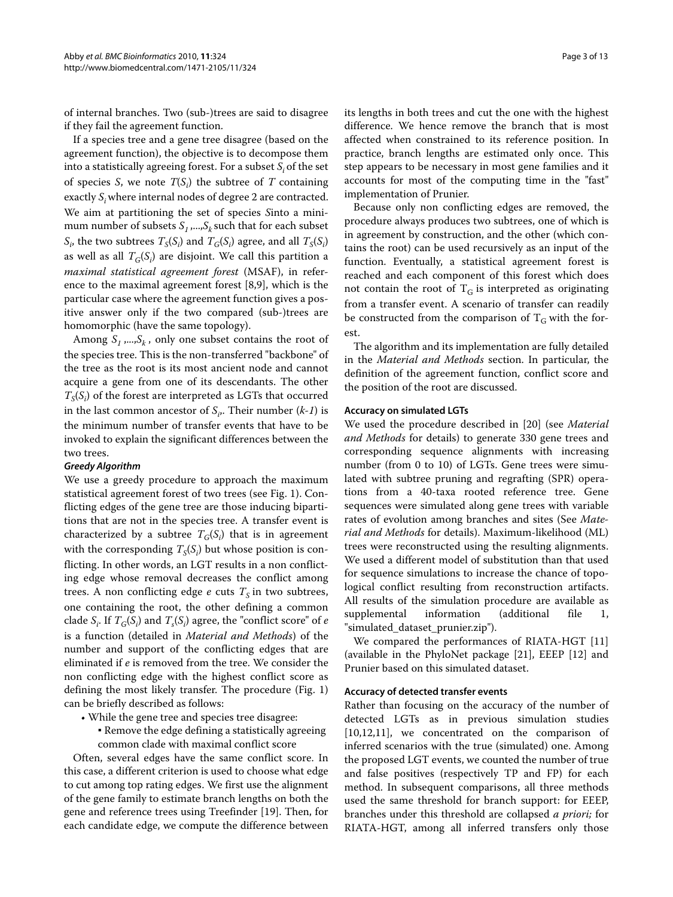of internal branches. Two (sub-)trees are said to disagree if they fail the agreement function.

If a species tree and a gene tree disagree (based on the agreement function), the objective is to decompose them into a statistically agreeing forest. For a subset $S_i$ of the set of species $S$, we note $T(S_i)$ the subtree of $T$ containing exactly $S_i$ where internal nodes of degree 2 are contracted. We aim at partitioning the set of species $S$ into a minimum number of subsets $S_1,...,S_k$ such that for each subset $S_i$, the two subtrees $T_S(S_i)$ and $T_G(S_i)$ agree, and all $T_S(S_i)$ as well as all $T_G(S_i)$ are disjoint. We call this partition a *maximal statistical agreement forest* (MSAF), in reference to the maximal agreement forest [8,9], which is the particular case where the agreement function gives a positive answer only if the two compared (sub-)trees are homomorphic (have the same topology).

Among $S_1,...,S_k$, only one subset contains the root of the species tree. This is the non-transferred "backbone" of the tree as the root is its most ancient node and cannot acquire a gene from one of its descendants. The other $T_S(S_i)$ of the forest are interpreted as LGTs that occurred in the last common ancestor of $S_i$. Their number ($k$-$1$) is the minimum number of transfer events that have to be invoked to explain the significant differences between the two trees.

#### *Greedy Algorithm*

We use a greedy procedure to approach the maximum statistical agreement forest of two trees (see Fig. 1). Conflicting edges of the gene tree are those inducing bipartitions that are not in the species tree. A transfer event is characterized by a subtree $T_G(S_i)$ that is in agreement with the corresponding $T_S(S_i)$ but whose position is conflicting. In other words, an LGT results in a non conflicting edge whose removal decreases the conflict among trees. A non conflicting edge $e$ cuts $T_S$ in two subtrees, one containing the root, the other defining a common clade $S_i$. If $T_G(S_i)$ and $T_s(S_i)$ agree, the "conflict score" of $e$ is a function (detailed in *Material and Methods*) of the number and support of the conflicting edges that are eliminated if $e$ is removed from the tree. We consider the non conflicting edge with the highest conflict score as defining the most likely transfer. The procedure (Fig. 1) can be briefly described as follows:

- While the gene tree and species tree disagree:
  - Remove the edge defining a statistically agreeing common clade with maximal conflict score

Often, several edges have the same conflict score. In this case, a different criterion is used to choose what edge to cut among top rating edges. We first use the alignment of the gene family to estimate branch lengths on both the gene and reference trees using Treefinder [19]. Then, for each candidate edge, we compute the difference between its lengths in both trees and cut the one with the highest difference. We hence remove the branch that is most affected when constrained to its reference position. In practice, branch lengths are estimated only once. This step appears to be necessary in most gene families and it accounts for most of the computing time in the "fast" implementation of Prunier.

Because only non conflicting edges are removed, the procedure always produces two subtrees, one of which is in agreement by construction, and the other (which contains the root) can be used recursively as an input of the function. Eventually, a statistical agreement forest is reached and each component of this forest which does not contain the root of $T_G$ is interpreted as originating from a transfer event. A scenario of transfer can readily be constructed from the comparison of $T_G$ with the forest.

The algorithm and its implementation are fully detailed in the *Material and Methods* section. In particular, the definition of the agreement function, conflict score and the position of the root are discussed.

### Accuracy on simulated LGTs

We used the procedure described in [20] (see *Material and Methods* for details) to generate 330 gene trees and corresponding sequence alignments with increasing number (from 0 to 10) of LGTs. Gene trees were simulated with subtree pruning and regrafting (SPR) operations from a 40-taxa rooted reference tree. Gene sequences were simulated along gene trees with variable rates of evolution among branches and sites (See *Material and Methods* for details). Maximum-likelihood (ML) trees were reconstructed using the resulting alignments. We used a different model of substitution than that used for sequence simulations to increase the chance of topological conflict resulting from reconstruction artifacts. All results of the simulation procedure are available as supplemental information (additional file 1, "simulated_dataset_prunier.zip").

We compared the performances of RIATA-HGT [11] (available in the PhyloNet package [21], EEEP [12] and Prunier based on this simulated dataset.

### Accuracy of detected transfer events

Rather than focusing on the accuracy of the number of detected LGTs as in previous simulation studies [10,12,11], we concentrated on the comparison of inferred scenarios with the true (simulated) one. Among the proposed LGT events, we counted the number of true and false positives (respectively TP and FP) for each method. In subsequent comparisons, all three methods used the same threshold for branch support: for EEEP, branches under this threshold are collapsed *a priori;* for RIATA-HGT, among all inferred transfers only those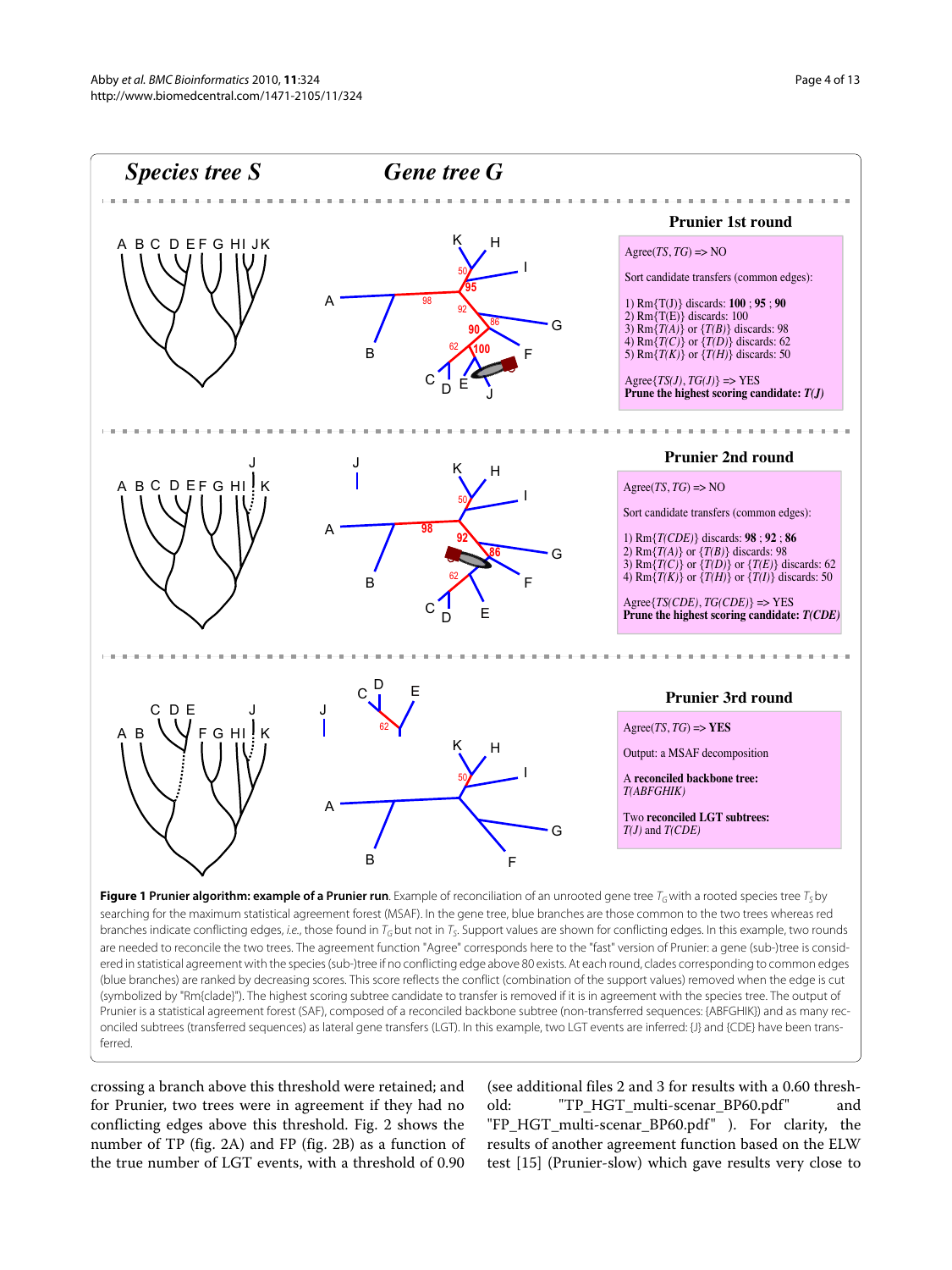**Figure 1 Prunier algorithm: example of a Prunier run**. Example of reconciliation of an unrooted gene tree $T_G$ with a rooted species tree $T_S$ by searching for the maximum statistical agreement forest (MSAF). In the gene tree, blue branches are those common to the two trees whereas red branches indicate conflicting edges, *i.e.,* those found in $T_G$ but not in $T_S$. Support values are shown for conflicting edges. In this example, two rounds are needed to reconcile the two trees. The agreement function "Agree" corresponds here to the "fast" version of Prunier: a gene (sub-)tree is considered in statistical agreement with the species (sub-)tree if no conflicting edge above 80 exists. At each round, clades corresponding to common edges (blue branches) are ranked by decreasing scores. This score reflects the conflict (combination of the support values) removed when the edge is cut (symbolized by "Rm{clade}"). The highest scoring subtree candidate to transfer is removed if it is in agreement with the species tree. The output of Prunier is a statistical agreement forest (SAF), composed of a reconciled backbone subtree (non-transferred sequences: {ABFGHIK}) and as many reconciled subtrees (transferred sequences) as lateral gene transfers (LGT). In this example, two LGT events are inferred: {J} and {CDE} have been transferred.

crossing a branch above this threshold were retained; and for Prunier, two trees were in agreement if they had no conflicting edges above this threshold. Fig. 2 shows the number of TP (fig. 2A) and FP (fig. 2B) as a function of the true number of LGT events, with a threshold of 0.90 (see additional files 2 and 3 for results with a 0.60 threshold: "TP_HGT_multi-scenar_BP60.pdf" and "FP_HGT_multi-scenar_BP60.pdf" ). For clarity, the results of another agreement function based on the ELW test [15] (Prunier-slow) which gave results very close to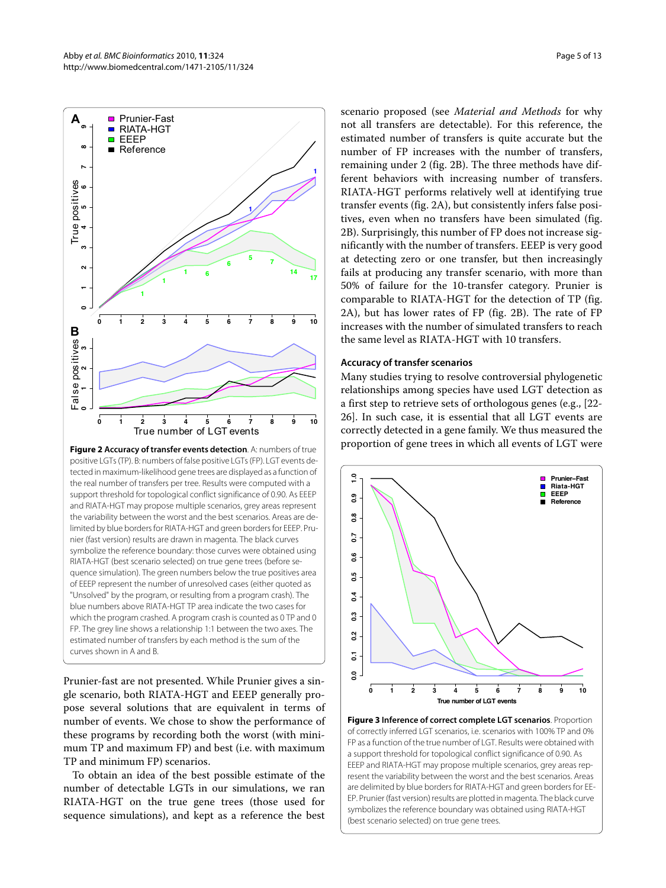**Figure 2 Accuracy of transfer events detection**. A: numbers of true positive LGTs (TP). B: numbers of false positive LGTs (FP). LGT events detected in maximum-likelihood gene trees are displayed as a function of the real number of transfers per tree. Results were computed with a support threshold for topological conflict significance of 0.90. As EEEP and RIATA-HGT may propose multiple scenarios, grey areas represent the variability between the worst and the best scenarios. Areas are delimited by blue borders for RIATA-HGT and green borders for EEEP. Prunier (fast version) results are drawn in magenta. The black curves symbolize the reference boundary: those curves were obtained using RIATA-HGT (best scenario selected) on true gene trees (before sequence simulation). The green numbers below the true positives area of EEEP represent the number of unresolved cases (either quoted as "Unsolved" by the program, or resulting from a program crash). The blue numbers above RIATA-HGT TP area indicate the two cases for which the program crashed. A program crash is counted as 0 TP and 0 FP. The grey line shows a relationship 1:1 between the two axes. The estimated number of transfers by each method is the sum of the curves shown in A and B.

Prunier-fast are not presented. While Prunier gives a single scenario, both RIATA-HGT and EEEP generally propose several solutions that are equivalent in terms of number of events. We chose to show the performance of these programs by recording both the worst (with minimum TP and maximum FP) and best (i.e. with maximum TP and minimum FP) scenarios.

To obtain an idea of the best possible estimate of the number of detectable LGTs in our simulations, we ran RIATA-HGT on the true gene trees (those used for sequence simulations), and kept as a reference the best scenario proposed (see *Material and Methods* for why not all transfers are detectable). For this reference, the estimated number of transfers is quite accurate but the number of FP increases with the number of transfers, remaining under 2 (fig. 2B). The three methods have different behaviors with increasing number of transfers. RIATA-HGT performs relatively well at identifying true transfer events (fig. 2A), but consistently infers false positives, even when no transfers have been simulated (fig. 2B). Surprisingly, this number of FP does not increase significantly with the number of transfers. EEEP is very good at detecting zero or one transfer, but then increasingly fails at producing any transfer scenario, with more than 50% of failure for the 10-transfer category. Prunier is comparable to RIATA-HGT for the detection of TP (fig. 2A), but has lower rates of FP (fig. 2B). The rate of FP increases with the number of simulated transfers to reach the same level as RIATA-HGT with 10 transfers.

### Accuracy of transfer scenarios

Many studies trying to resolve controversial phylogenetic relationships among species have used LGT detection as a first step to retrieve sets of orthologous genes (e.g., [22-26]. In such case, it is essential that all LGT events are correctly detected in a gene family. We thus measured the proportion of gene trees in which all events of LGT were

**Figure 3 Inference of correct complete LGT scenarios**. Proportion of correctly inferred LGT scenarios, i.e. scenarios with 100% TP and 0% FP as a function of the true number of LGT. Results were obtained with a support threshold for topological conflict significance of 0.90. As EEEP and RIATA-HGT may propose multiple scenarios, grey areas represent the variability between the worst and the best scenarios. Areas are delimited by blue borders for RIATA-HGT and green borders for EEEP. Prunier (fast version) results are plotted in magenta. The black curve symbolizes the reference boundary was obtained using RIATA-HGT (best scenario selected) on true gene trees.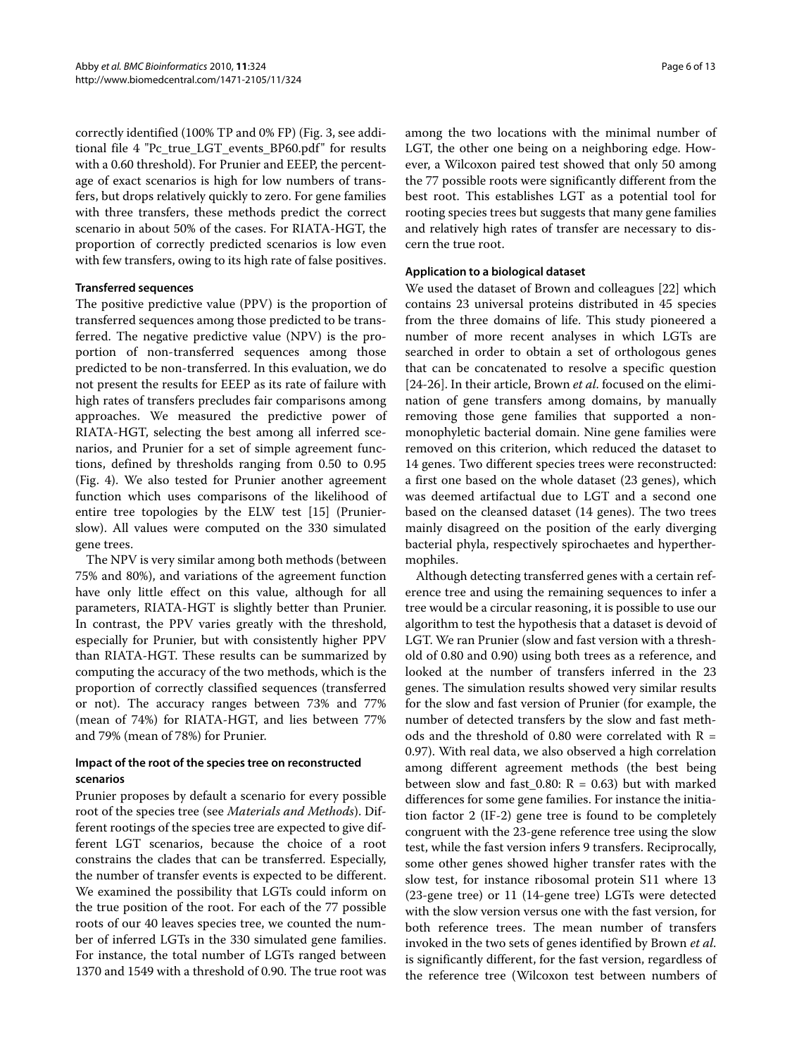correctly identified (100% TP and 0% FP) (Fig. 3, see additional file 4 "Pc_true_LGT_events_BP60.pdf" for results with a 0.60 threshold). For Prunier and EEEP, the percentage of exact scenarios is high for low numbers of transfers, but drops relatively quickly to zero. For gene families with three transfers, these methods predict the correct scenario in about 50% of the cases. For RIATA-HGT, the proportion of correctly predicted scenarios is low even with few transfers, owing to its high rate of false positives.

### Transferred sequences

The positive predictive value (PPV) is the proportion of transferred sequences among those predicted to be transferred. The negative predictive value (NPV) is the proportion of non-transferred sequences among those predicted to be non-transferred. In this evaluation, we do not present the results for EEEP as its rate of failure with high rates of transfers precludes fair comparisons among approaches. We measured the predictive power of RIATA-HGT, selecting the best among all inferred scenarios, and Prunier for a set of simple agreement functions, defined by thresholds ranging from 0.50 to 0.95 (Fig. 4). We also tested for Prunier another agreement function which uses comparisons of the likelihood of entire tree topologies by the ELW test [15] (Prunier-slow). All values were computed on the 330 simulated gene trees.

The NPV is very similar among both methods (between 75% and 80%), and variations of the agreement function have only little effect on this value, although for all parameters, RIATA-HGT is slightly better than Prunier. In contrast, the PPV varies greatly with the threshold, especially for Prunier, but with consistently higher PPV than RIATA-HGT. These results can be summarized by computing the accuracy of the two methods, which is the proportion of correctly classified sequences (transferred or not). The accuracy ranges between 73% and 77% (mean of 74%) for RIATA-HGT, and lies between 77% and 79% (mean of 78%) for Prunier.

### Impact of the root of the species tree on reconstructed scenarios

Prunier proposes by default a scenario for every possible root of the species tree (see *Materials and Methods*). Different rootings of the species tree are expected to give different LGT scenarios, because the choice of a root constrains the clades that can be transferred. Especially, the number of transfer events is expected to be different. We examined the possibility that LGTs could inform on the true position of the root. For each of the 77 possible roots of our 40 leaves species tree, we counted the number of inferred LGTs in the 330 simulated gene families. For instance, the total number of LGTs ranged between 1370 and 1549 with a threshold of 0.90. The true root was among the two locations with the minimal number of LGT, the other one being on a neighboring edge. However, a Wilcoxon paired test showed that only 50 among the 77 possible roots were significantly different from the best root. This establishes LGT as a potential tool for rooting species trees but suggests that many gene families and relatively high rates of transfer are necessary to discern the true root.

### Application to a biological dataset

We used the dataset of Brown and colleagues [22] which contains 23 universal proteins distributed in 45 species from the three domains of life. This study pioneered a number of more recent analyses in which LGTs are searched in order to obtain a set of orthologous genes that can be concatenated to resolve a specific question [24-26]. In their article, Brown *et al.* focused on the elimination of gene transfers among domains, by manually removing those gene families that supported a non-monophyletic bacterial domain. Nine gene families were removed on this criterion, which reduced the dataset to 14 genes. Two different species trees were reconstructed: a first one based on the whole dataset (23 genes), which was deemed artifactual due to LGT and a second one based on the cleansed dataset (14 genes). The two trees mainly disagreed on the position of the early diverging bacterial phyla, respectively spirochaetes and hyperthermophiles.

Although detecting transferred genes with a certain reference tree and using the remaining sequences to infer a tree would be a circular reasoning, it is possible to use our algorithm to test the hypothesis that a dataset is devoid of LGT. We ran Prunier (slow and fast version with a threshold of 0.80 and 0.90) using both trees as a reference, and looked at the number of transfers inferred in the 23 genes. The simulation results showed very similar results for the slow and fast version of Prunier (for example, the number of detected transfers by the slow and fast methods and the threshold of 0.80 were correlated with $R = 0.97$). With real data, we also observed a high correlation among different agreement methods (the best being between slow and fast_0.80: $R = 0.63$) but with marked differences for some gene families. For instance the initiation factor 2 (IF-2) gene tree is found to be completely congruent with the 23-gene reference tree using the slow test, while the fast version infers 9 transfers. Reciprocally, some other genes showed higher transfer rates with the slow test, for instance ribosomal protein S11 where 13 (23-gene tree) or 11 (14-gene tree) LGTs were detected with the slow version versus one with the fast version, for both reference trees. The mean number of transfers invoked in the two sets of genes identified by Brown *et al.* is significantly different, for the fast version, regardless of the reference tree (Wilcoxon test between numbers of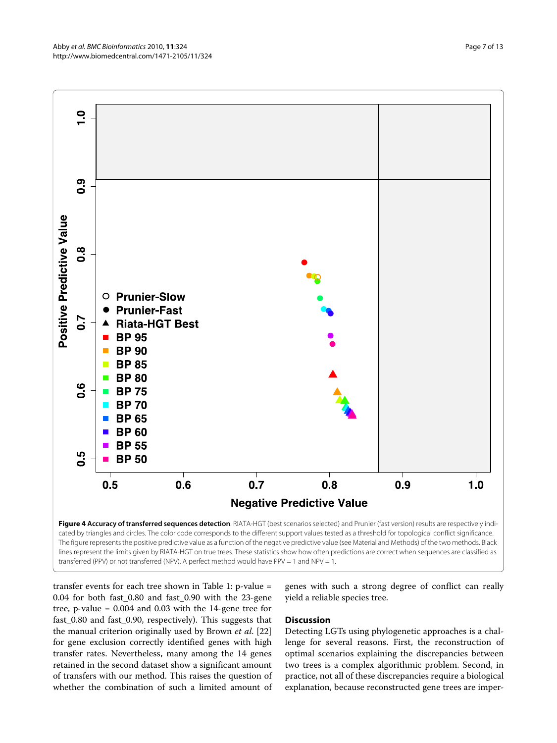**Figure 4 Accuracy of transferred sequences detection**. RIATA-HGT (best scenarios selected) and Prunier (fast version) results are respectively indicated by triangles and circles. The color code corresponds to the different support values tested as a threshold for topological conflict significance. The figure represents the positive predictive value as a function of the negative predictive value (see Material and Methods) of the two methods. Black lines represent the limits given by RIATA-HGT on true trees. These statistics show how often predictions are correct when sequences are classified as transferred (PPV) or not transferred (NPV). A perfect method would have PPV = 1 and NPV = 1.

transfer events for each tree shown in Table 1: p-value = 0.04 for both fast_0.80 and fast_0.90 with the 23-gene tree, p-value = 0.004 and 0.03 with the 14-gene tree for fast_0.80 and fast_0.90, respectively). This suggests that the manual criterion originally used by Brown *et al.* [22] for gene exclusion correctly identified genes with high transfer rates. Nevertheless, many among the 14 genes retained in the second dataset show a significant amount of transfers with our method. This raises the question of whether the combination of such a limited amount of genes with such a strong degree of conflict can really yield a reliable species tree.

## Discussion

Detecting LGTs using phylogenetic approaches is a challenge for several reasons. First, the reconstruction of optimal scenarios explaining the discrepancies between two trees is a complex algorithmic problem. Second, in practice, not all of these discrepancies require a biological explanation, because reconstructed gene trees are imper-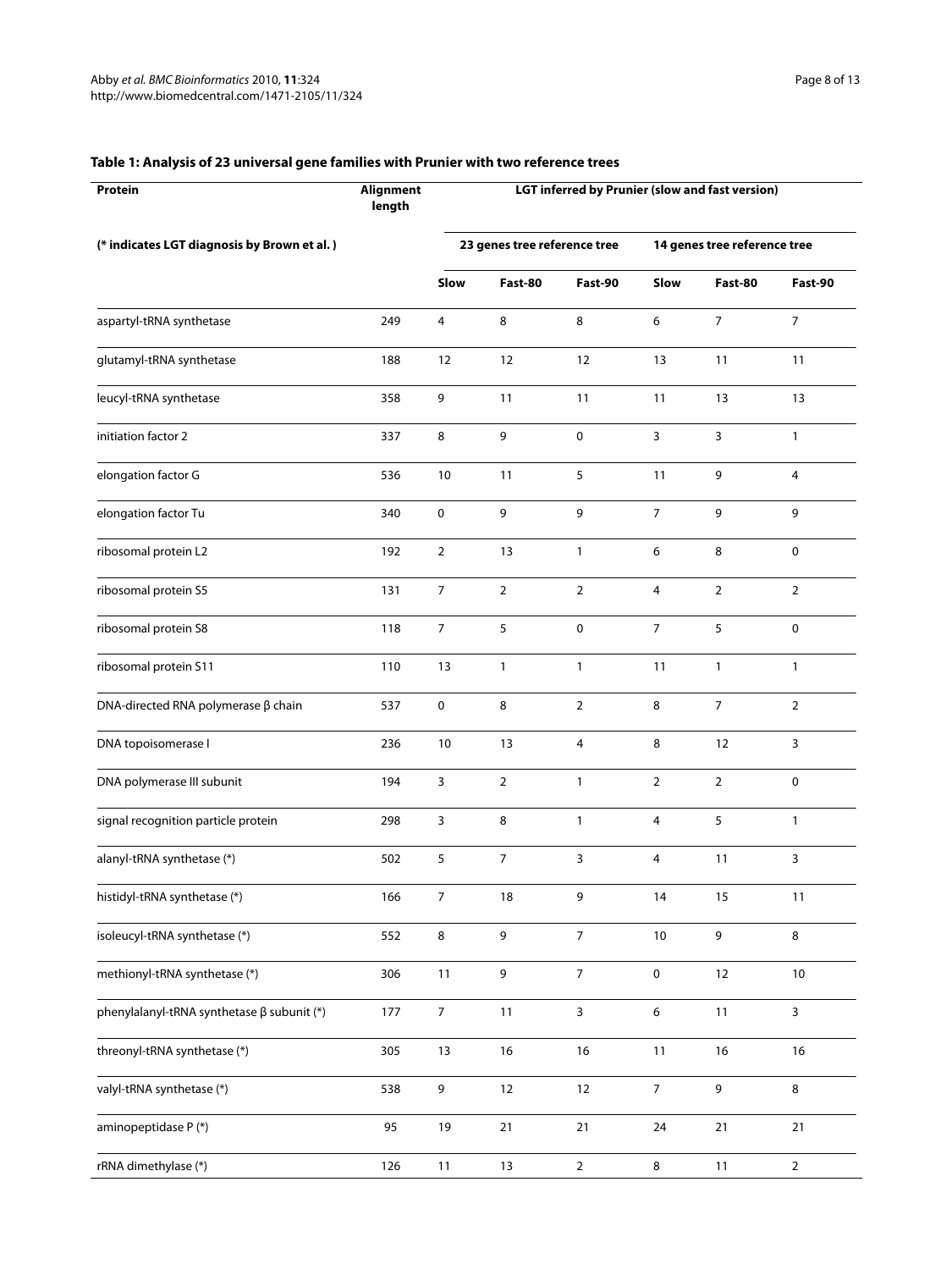**Table 1: Analysis of 23 universal gene families with Prunier with two reference trees**

| Protein | Alignment length | LGT inferred by Prunier (slow and fast version) | | | | | |
|---|---|---|---|---|---|---|---|
| (* indicates LGT diagnosis by Brown et al. ) | | 23 genes tree reference tree | | | 14 genes tree reference tree | | |
| | | Slow | Fast-80 | Fast-90 | Slow | Fast-80 | Fast-90 |
| aspartyl-tRNA synthetase | 249 | 4 | 8 | 8 | 6 | 7 | 7 |
| glutamyl-tRNA synthetase | 188 | 12 | 12 | 12 | 13 | 11 | 11 |
| leucyl-tRNA synthetase | 358 | 9 | 11 | 11 | 11 | 13 | 13 |
| initiation factor 2 | 337 | 8 | 9 | 0 | 3 | 3 | 1 |
| elongation factor G | 536 | 10 | 11 | 5 | 11 | 9 | 4 |
| elongation factor Tu | 340 | 0 | 9 | 9 | 7 | 9 | 9 |
| ribosomal protein L2 | 192 | 2 | 13 | 1 | 6 | 8 | 0 |
| ribosomal protein S5 | 131 | 7 | 2 | 2 | 4 | 2 | 2 |
| ribosomal protein S8 | 118 | 7 | 5 | 0 | 7 | 5 | 0 |
| ribosomal protein S11 | 110 | 13 | 1 | 1 | 11 | 1 | 1 |
| DNA-directed RNA polymerase β chain | 537 | 0 | 8 | 2 | 8 | 7 | 2 |
| DNA topoisomerase I | 236 | 10 | 13 | 4 | 8 | 12 | 3 |
| DNA polymerase III subunit | 194 | 3 | 2 | 1 | 2 | 2 | 0 |
| signal recognition particle protein | 298 | 3 | 8 | 1 | 4 | 5 | 1 |
| alanyl-tRNA synthetase (*) | 502 | 5 | 7 | 3 | 4 | 11 | 3 |
| histidyl-tRNA synthetase (*) | 166 | 7 | 18 | 9 | 14 | 15 | 11 |
| isoleucyl-tRNA synthetase (*) | 552 | 8 | 9 | 7 | 10 | 9 | 8 |
| methionyl-tRNA synthetase (*) | 306 | 11 | 9 | 7 | 0 | 12 | 10 |
| phenylalanyl-tRNA synthetase β subunit (*) | 177 | 7 | 11 | 3 | 6 | 11 | 3 |
| threonyl-tRNA synthetase (*) | 305 | 13 | 16 | 16 | 11 | 16 | 16 |
| valyl-tRNA synthetase (*) | 538 | 9 | 12 | 12 | 7 | 9 | 8 |
| aminopeptidase P (*) | 95 | 19 | 21 | 21 | 24 | 21 | 21 |
| rRNA dimethylase (*) | 126 | 11 | 13 | 2 | 8 | 11 | 2 |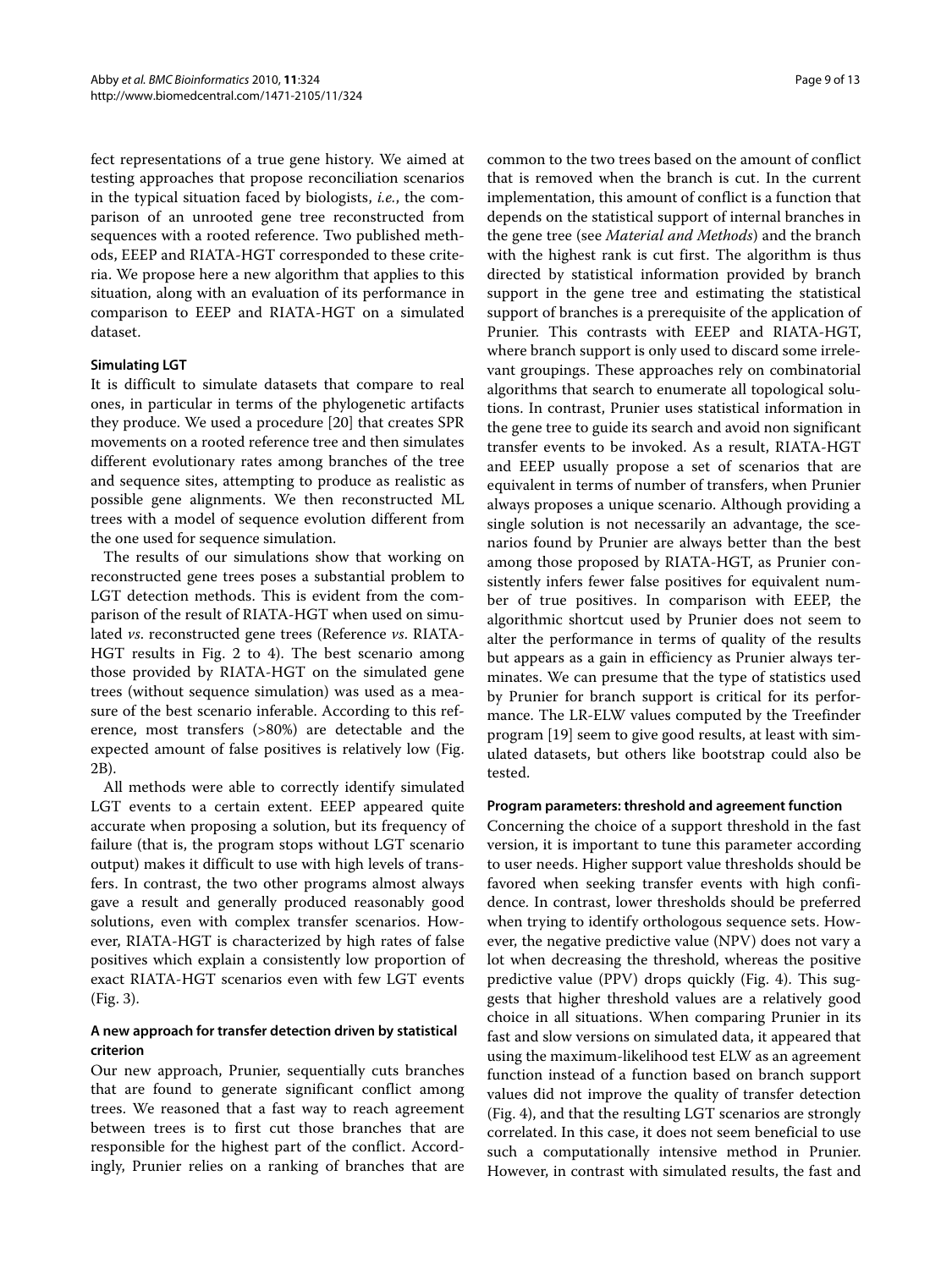fect representations of a true gene history. We aimed at testing approaches that propose reconciliation scenarios in the typical situation faced by biologists, *i.e.*, the comparison of an unrooted gene tree reconstructed from sequences with a rooted reference. Two published methods, EEEP and RIATA-HGT corresponded to these criteria. We propose here a new algorithm that applies to this situation, along with an evaluation of its performance in comparison to EEEP and RIATA-HGT on a simulated dataset.

### Simulating LGT

It is difficult to simulate datasets that compare to real ones, in particular in terms of the phylogenetic artifacts they produce. We used a procedure [20] that creates SPR movements on a rooted reference tree and then simulates different evolutionary rates among branches of the tree and sequence sites, attempting to produce as realistic as possible gene alignments. We then reconstructed ML trees with a model of sequence evolution different from the one used for sequence simulation.

The results of our simulations show that working on reconstructed gene trees poses a substantial problem to LGT detection methods. This is evident from the comparison of the result of RIATA-HGT when used on simulated *vs.* reconstructed gene trees (Reference *vs.* RIATA-HGT results in Fig. 2 to 4). The best scenario among those provided by RIATA-HGT on the simulated gene trees (without sequence simulation) was used as a measure of the best scenario inferable. According to this reference, most transfers (>80%) are detectable and the expected amount of false positives is relatively low (Fig. 2B).

All methods were able to correctly identify simulated LGT events to a certain extent. EEEP appeared quite accurate when proposing a solution, but its frequency of failure (that is, the program stops without LGT scenario output) makes it difficult to use with high levels of transfers. In contrast, the two other programs almost always gave a result and generally produced reasonably good solutions, even with complex transfer scenarios. However, RIATA-HGT is characterized by high rates of false positives which explain a consistently low proportion of exact RIATA-HGT scenarios even with few LGT events (Fig. 3).

### A new approach for transfer detection driven by statistical criterion

Our new approach, Prunier, sequentially cuts branches that are found to generate significant conflict among trees. We reasoned that a fast way to reach agreement between trees is to first cut those branches that are responsible for the highest part of the conflict. Accordingly, Prunier relies on a ranking of branches that are common to the two trees based on the amount of conflict that is removed when the branch is cut. In the current implementation, this amount of conflict is a function that depends on the statistical support of internal branches in the gene tree (see *Material and Methods*) and the branch with the highest rank is cut first. The algorithm is thus directed by statistical information provided by branch support in the gene tree and estimating the statistical support of branches is a prerequisite of the application of Prunier. This contrasts with EEEP and RIATA-HGT, where branch support is only used to discard some irrelevant groupings. These approaches rely on combinatorial algorithms that search to enumerate all topological solutions. In contrast, Prunier uses statistical information in the gene tree to guide its search and avoid non significant transfer events to be invoked. As a result, RIATA-HGT and EEEP usually propose a set of scenarios that are equivalent in terms of number of transfers, when Prunier always proposes a unique scenario. Although providing a single solution is not necessarily an advantage, the scenarios found by Prunier are always better than the best among those proposed by RIATA-HGT, as Prunier consistently infers fewer false positives for equivalent number of true positives. In comparison with EEEP, the algorithmic shortcut used by Prunier does not seem to alter the performance in terms of quality of the results but appears as a gain in efficiency as Prunier always terminates. We can presume that the type of statistics used by Prunier for branch support is critical for its performance. The LR-ELW values computed by the Treefinder program [19] seem to give good results, at least with simulated datasets, but others like bootstrap could also be tested.

### Program parameters: threshold and agreement function

Concerning the choice of a support threshold in the fast version, it is important to tune this parameter according to user needs. Higher support value thresholds should be favored when seeking transfer events with high confidence. In contrast, lower thresholds should be preferred when trying to identify orthologous sequence sets. However, the negative predictive value (NPV) does not vary a lot when decreasing the threshold, whereas the positive predictive value (PPV) drops quickly (Fig. 4). This suggests that higher threshold values are a relatively good choice in all situations. When comparing Prunier in its fast and slow versions on simulated data, it appeared that using the maximum-likelihood test ELW as an agreement function instead of a function based on branch support values did not improve the quality of transfer detection (Fig. 4), and that the resulting LGT scenarios are strongly correlated. In this case, it does not seem beneficial to use such a computationally intensive method in Prunier. However, in contrast with simulated results, the fast and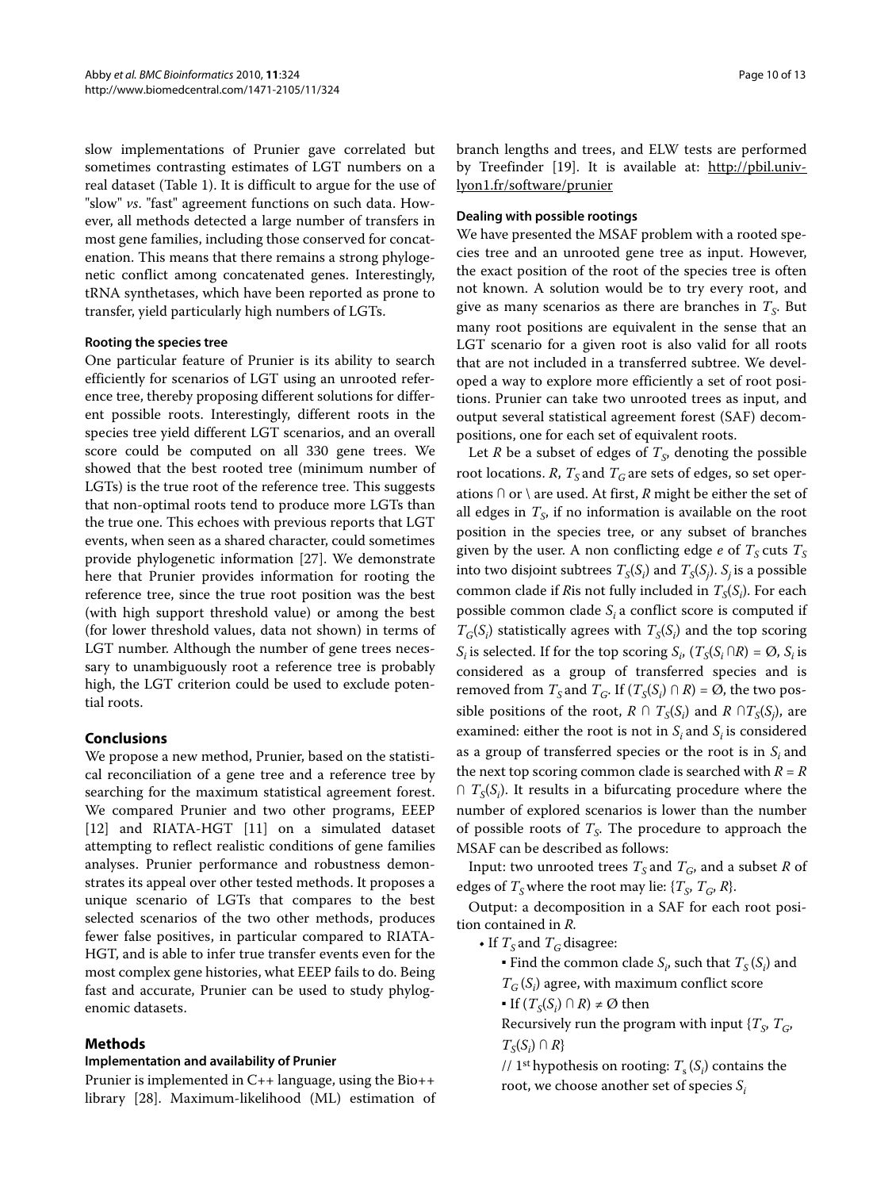slow implementations of Prunier gave correlated but sometimes contrasting estimates of LGT numbers on a real dataset (Table 1). It is difficult to argue for the use of "slow" *vs*. "fast" agreement functions on such data. However, all methods detected a large number of transfers in most gene families, including those conserved for concatenation. This means that there remains a strong phylogenetic conflict among concatenated genes. Interestingly, tRNA synthetases, which have been reported as prone to transfer, yield particularly high numbers of LGTs.

#### Rooting the species tree

One particular feature of Prunier is its ability to search efficiently for scenarios of LGT using an unrooted reference tree, thereby proposing different solutions for different possible roots. Interestingly, different roots in the species tree yield different LGT scenarios, and an overall score could be computed on all 330 gene trees. We showed that the best rooted tree (minimum number of LGTs) is the true root of the reference tree. This suggests that non-optimal roots tend to produce more LGTs than the true one. This echoes with previous reports that LGT events, when seen as a shared character, could sometimes provide phylogenetic information [27]. We demonstrate here that Prunier provides information for rooting the reference tree, since the true root position was the best (with high support threshold value) or among the best (for lower threshold values, data not shown) in terms of LGT number. Although the number of gene trees necessary to unambiguously root a reference tree is probably high, the LGT criterion could be used to exclude potential roots.

## Conclusions

We propose a new method, Prunier, based on the statistical reconciliation of a gene tree and a reference tree by searching for the maximum statistical agreement forest. We compared Prunier and two other programs, EEEP [12] and RIATA-HGT [11] on a simulated dataset attempting to reflect realistic conditions of gene families analyses. Prunier performance and robustness demonstrates its appeal over other tested methods. It proposes a unique scenario of LGTs that compares to the best selected scenarios of the two other methods, produces fewer false positives, in particular compared to RIATA-HGT, and is able to infer true transfer events even for the most complex gene histories, what EEEP fails to do. Being fast and accurate, Prunier can be used to study phylogenomic datasets.

## Methods

#### Implementation and availability of Prunier

Prunier is implemented in C++ language, using the Bio++ library [28]. Maximum-likelihood (ML) estimation of branch lengths and trees, and ELW tests are performed by Treefinder [19]. It is available at: http://pbil.univ-lyon1.fr/software/prunier

#### Dealing with possible rootings

We have presented the MSAF problem with a rooted species tree and an unrooted gene tree as input. However, the exact position of the root of the species tree is often not known. A solution would be to try every root, and give as many scenarios as there are branches in $T_S$. But many root positions are equivalent in the sense that an LGT scenario for a given root is also valid for all roots that are not included in a transferred subtree. We developed a way to explore more efficiently a set of root positions. Prunier can take two unrooted trees as input, and output several statistical agreement forest (SAF) decompositions, one for each set of equivalent roots.

Let $R$ be a subset of edges of $T_S$, denoting the possible root locations. $R$, $T_S$ and $T_G$ are sets of edges, so set operations $\cap$ or $\setminus$ are used. At first, $R$ might be either the set of all edges in $T_S$, if no information is available on the root position in the species tree, or any subset of branches given by the user. A non conflicting edge $e$ of $T_S$ cuts $T_S$ into two disjoint subtrees $T_S(S_i)$ and $T_S(S_j)$. $S_j$ is a possible common clade if $R$ is not fully included in $T_S(S_i)$. For each possible common clade $S_i$ a conflict score is computed if $T_G(S_i)$ statistically agrees with $T_S(S_i)$ and the top scoring $S_i$ is selected. If for the top scoring $S_i$, $(T_S(S_i \cap R) = \emptyset$, $S_i$ is considered as a group of transferred species and is removed from $T_S$ and $T_G$. If $(T_S(S_i) \cap R) = \emptyset$, the two possible positions of the root, $R \cap T_S(S_i)$ and $R \cap T_S(S_j)$, are examined: either the root is not in $S_i$ and $S_i$ is considered as a group of transferred species or the root is in $S_i$ and the next top scoring common clade is searched with $R = R \cap T_S(S_i)$. It results in a bifurcating procedure where the number of explored scenarios is lower than the number of possible roots of $T_S$. The procedure to approach the MSAF can be described as follows:

Input: two unrooted trees $T_S$ and $T_G$, and a subset $R$ of edges of $T_S$ where the root may lie: $\{T_S, T_G, R\}$.

Output: a decomposition in a SAF for each root position contained in $R$.

- If $T_S$ and $T_G$ disagree:
    - Find the common clade $S_i$, such that $T_S(S_i)$ and $T_G(S_i)$ agree, with maximum conflict score
    - If $(T_S(S_i) \cap R) \neq \emptyset$ then
      
      Recursively run the program with input $\{T_S, T_G, T_S(S_i) \cap R\}$
      
      // 1[st] hypothesis on rooting: $T_s(S_i)$ contains the root, we choose another set of species $S_i$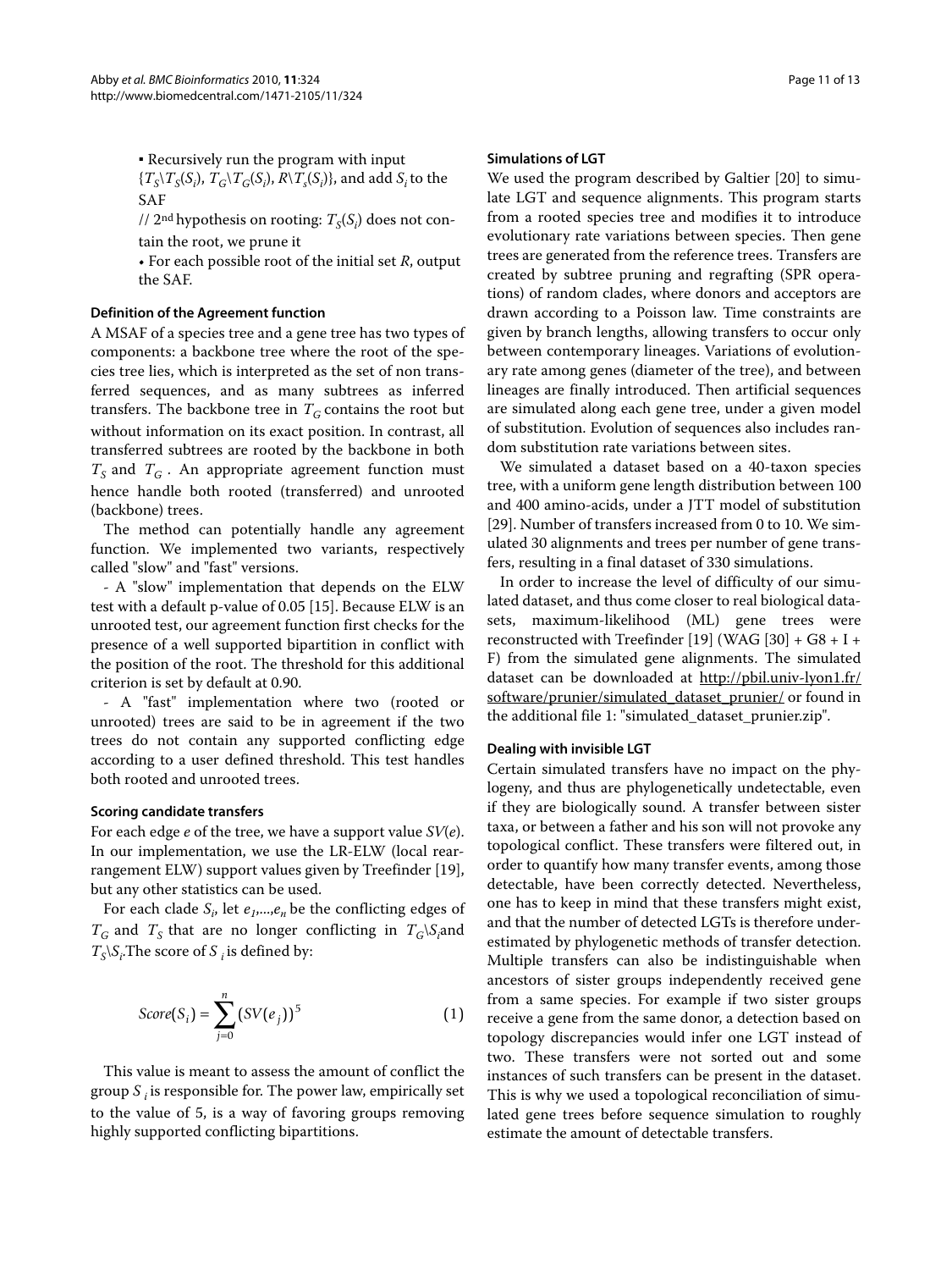▪ Recursively run the program with input $\{T_S \backslash T_S(S_i),\ T_G \backslash T_G(S_i),\ R \backslash T_s(S_i)\}$, and add $S_i$ to the SAF

// 2[nd] hypothesis on rooting: $T_S(S_i)$ does not contain the root, we prune it

• For each possible root of the initial set $R$, output the SAF.

#### Definition of the Agreement function

A MSAF of a species tree and a gene tree has two types of components: a backbone tree where the root of the species tree lies, which is interpreted as the set of non transferred sequences, and as many subtrees as inferred transfers. The backbone tree in $T_G$ contains the root but without information on its exact position. In contrast, all transferred subtrees are rooted by the backbone in both $T_S$ and $T_G$. An appropriate agreement function must hence handle both rooted (transferred) and unrooted (backbone) trees.

The method can potentially handle any agreement function. We implemented two variants, respectively called "slow" and "fast" versions.

- A "slow" implementation that depends on the ELW test with a default p-value of 0.05 [15]. Because ELW is an unrooted test, our agreement function first checks for the presence of a well supported bipartition in conflict with the position of the root. The threshold for this additional criterion is set by default at 0.90.

- A "fast" implementation where two (rooted or unrooted) trees are said to be in agreement if the two trees do not contain any supported conflicting edge according to a user defined threshold. This test handles both rooted and unrooted trees.

#### Scoring candidate transfers

For each edge $e$ of the tree, we have a support value $SV(e)$. In our implementation, we use the LR-ELW (local rearrangement ELW) support values given by Treefinder [19], but any other statistics can be used.

For each clade $S_i$, let $e_1,...,e_n$ be the conflicting edges of $T_G$ and $T_S$ that are no longer conflicting in $T_G \backslash S_i$ and $T_S \backslash S_i$. The score of $S_i$ is defined by:

$$Score(S_i) = \sum_{j=0}^{n} (SV(e_j))^5 \quad (1)$$

This value is meant to assess the amount of conflict the group $S_i$ is responsible for. The power law, empirically set to the value of 5, is a way of favoring groups removing highly supported conflicting bipartitions.

#### Simulations of LGT

We used the program described by Galtier [20] to simulate LGT and sequence alignments. This program starts from a rooted species tree and modifies it to introduce evolutionary rate variations between species. Then gene trees are generated from the reference trees. Transfers are created by subtree pruning and regrafting (SPR operations) of random clades, where donors and acceptors are drawn according to a Poisson law. Time constraints are given by branch lengths, allowing transfers to occur only between contemporary lineages. Variations of evolutionary rate among genes (diameter of the tree), and between lineages are finally introduced. Then artificial sequences are simulated along each gene tree, under a given model of substitution. Evolution of sequences also includes random substitution rate variations between sites.

We simulated a dataset based on a 40-taxon species tree, with a uniform gene length distribution between 100 and 400 amino-acids, under a JTT model of substitution [29]. Number of transfers increased from 0 to 10. We simulated 30 alignments and trees per number of gene transfers, resulting in a final dataset of 330 simulations.

In order to increase the level of difficulty of our simulated dataset, and thus come closer to real biological datasets, maximum-likelihood (ML) gene trees were reconstructed with Treefinder [19] (WAG [30] + G8 + I + F) from the simulated gene alignments. The simulated dataset can be downloaded at http://pbil.univ-lyon1.fr/software/prunier/simulated_dataset_prunier/ or found in the additional file 1: "simulated_dataset_prunier.zip".

#### Dealing with invisible LGT

Certain simulated transfers have no impact on the phylogeny, and thus are phylogenetically undetectable, even if they are biologically sound. A transfer between sister taxa, or between a father and his son will not provoke any topological conflict. These transfers were filtered out, in order to quantify how many transfer events, among those detectable, have been correctly detected. Nevertheless, one has to keep in mind that these transfers might exist, and that the number of detected LGTs is therefore underestimated by phylogenetic methods of transfer detection. Multiple transfers can also be indistinguishable when ancestors of sister groups independently received gene from a same species. For example if two sister groups receive a gene from the same donor, a detection based on topology discrepancies would infer one LGT instead of two. These transfers were not sorted out and some instances of such transfers can be present in the dataset. This is why we used a topological reconciliation of simulated gene trees before sequence simulation to roughly estimate the amount of detectable transfers.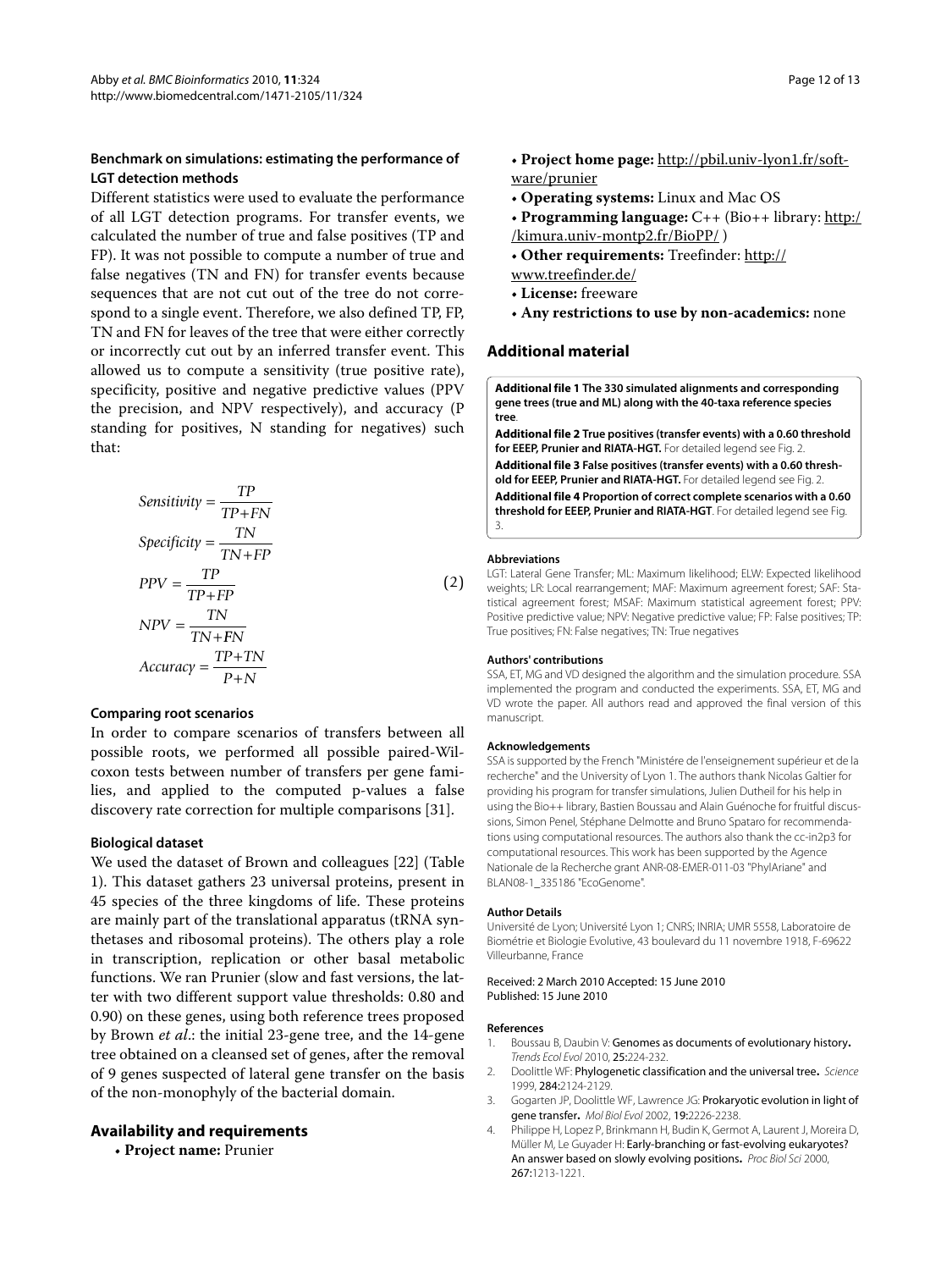### Benchmark on simulations: estimating the performance of LGT detection methods

Different statistics were used to evaluate the performance of all LGT detection programs. For transfer events, we calculated the number of true and false positives (TP and FP). It was not possible to compute a number of true and false negatives (TN and FN) for transfer events because sequences that are not cut out of the tree do not correspond to a single event. Therefore, we also defined TP, FP, TN and FN for leaves of the tree that were either correctly or incorrectly cut out by an inferred transfer event. This allowed us to compute a sensitivity (true positive rate), specificity, positive and negative predictive values (PPV the precision, and NPV respectively), and accuracy (P standing for positives, N standing for negatives) such that:

$$
\begin{aligned}
Sensitivity &= \frac{TP}{TP+FN} \\
Specificity &= \frac{TN}{TN+FP} \\
PPV &= \frac{TP}{TP+FP} \\
NPV &= \frac{TN}{TN+FN} \\
Accuracy &= \frac{TP+TN}{P+N}
\end{aligned}
\tag{2}
$$

### Comparing root scenarios

In order to compare scenarios of transfers between all possible roots, we performed all possible paired-Wilcoxon tests between number of transfers per gene families, and applied to the computed p-values a false discovery rate correction for multiple comparisons [31].

### Biological dataset

We used the dataset of Brown and colleagues [22] (Table 1). This dataset gathers 23 universal proteins, present in 45 species of the three kingdoms of life. These proteins are mainly part of the translational apparatus (tRNA synthetases and ribosomal proteins). The others play a role in transcription, replication or other basal metabolic functions. We ran Prunier (slow and fast versions, the latter with two different support value thresholds: 0.80 and 0.90) on these genes, using both reference trees proposed by Brown *et al*.: the initial 23-gene tree, and the 14-gene tree obtained on a cleansed set of genes, after the removal of 9 genes suspected of lateral gene transfer on the basis of the non-monophyly of the bacterial domain.

## Availability and requirements

- **Project name:** Prunier
- **Project home page:** http://pbil.univ-lyon1.fr/software/prunier
- **Operating systems:** Linux and Mac OS
- **Programming language:** C++ (Bio++ library: http://kimura.univ-montp2.fr/BioPP/ )
- **Other requirements:** Treefinder: http://www.treefinder.de/
- **License:** freeware
- **Any restrictions to use by non-academics:** none

## Additional material

**Additional file 1 The 330 simulated alignments and corresponding gene trees (true and ML) along with the 40-taxa reference species tree**.

**Additional file 2 True positives (transfer events) with a 0.60 threshold for EEEP, Prunier and RIATA-HGT.** For detailed legend see Fig. 2.

**Additional file 3 False positives (transfer events) with a 0.60 threshold for EEEP, Prunier and RIATA-HGT.** For detailed legend see Fig. 2.

**Additional file 4 Proportion of correct complete scenarios with a 0.60 threshold for EEEP, Prunier and RIATA-HGT**. For detailed legend see Fig. 3.

#### Abbreviations

LGT: Lateral Gene Transfer; ML: Maximum likelihood; ELW: Expected likelihood weights; LR: Local rearrangement; MAF: Maximum agreement forest; SAF: Statistical agreement forest; MSAF: Maximum statistical agreement forest; PPV: Positive predictive value; NPV: Negative predictive value; FP: False positives; TP: True positives; FN: False negatives; TN: True negatives

#### Authors' contributions

SSA, ET, MG and VD designed the algorithm and the simulation procedure. SSA implemented the program and conducted the experiments. SSA, ET, MG and VD wrote the paper. All authors read and approved the final version of this manuscript.

#### Acknowledgements

SSA is supported by the French "Ministére de l'enseignement supérieur et de la recherche" and the University of Lyon 1. The authors thank Nicolas Galtier for providing his program for transfer simulations, Julien Dutheil for his help in using the Bio++ library, Bastien Boussau and Alain Guénoche for fruitful discussions, Simon Penel, Stéphane Delmotte and Bruno Spataro for recommendations using computational resources. The authors also thank the cc-in2p3 for computational resources. This work has been supported by the Agence Nationale de la Recherche grant ANR-08-EMER-011-03 "PhylAriane" and BLAN08-1_335186 "EcoGenome".

#### Author Details

Université de Lyon; Université Lyon 1; CNRS; INRIA; UMR 5558, Laboratoire de Biométrie et Biologie Evolutive, 43 boulevard du 11 novembre 1918, F-69622 Villeurbanne, France

Received: 2 March 2010 Accepted: 15 June 2010
Published: 15 June 2010

#### References

1. Boussau B, Daubin V: **Genomes as documents of evolutionary history.** *Trends Ecol Evol* 2010, **25:**224-232.
2. Doolittle WF: **Phylogenetic classification and the universal tree.** *Science* 1999, **284:**2124-2129.
3. Gogarten JP, Doolittle WF, Lawrence JG: **Prokaryotic evolution in light of gene transfer.** *Mol Biol Evol* 2002, **19:**2226-2238.
4. Philippe H, Lopez P, Brinkmann H, Budin K, Germot A, Laurent J, Moreira D, Müller M, Le Guyader H: **Early-branching or fast-evolving eukaryotes? An answer based on slowly evolving positions.** *Proc Biol Sci* 2000, **267:**1213-1221.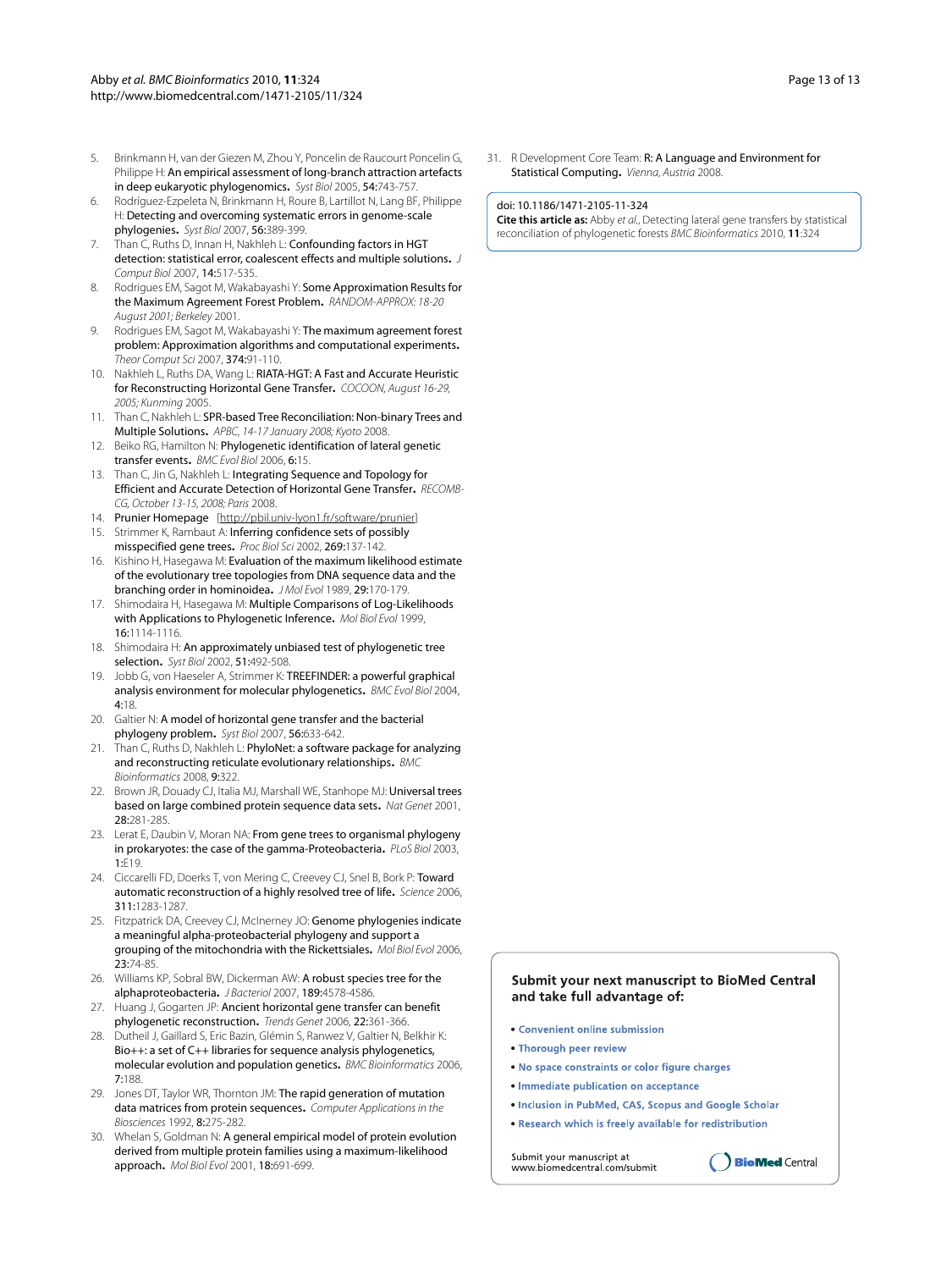5. Brinkmann H, van der Giezen M, Zhou Y, Poncelin de Raucourt Poncelin G, Philippe H: **An empirical assessment of long-branch attraction artefacts in deep eukaryotic phylogenomics.** *Syst Biol* 2005, **54**:743-757.
6. Rodríguez-Ezpeleta N, Brinkmann H, Roure B, Lartillot N, Lang BF, Philippe H: **Detecting and overcoming systematic errors in genome-scale phylogenies.** *Syst Biol* 2007, **56**:389-399.
7. Than C, Ruths D, Innan H, Nakhleh L: **Confounding factors in HGT detection: statistical error, coalescent effects and multiple solutions.** *J Comput Biol* 2007, **14**:517-535.
8. Rodrigues EM, Sagot M, Wakabayashi Y: **Some Approximation Results for the Maximum Agreement Forest Problem.** *RANDOM-APPROX: 18-20 August 2001; Berkeley* 2001.
9. Rodrigues EM, Sagot M, Wakabayashi Y: **The maximum agreement forest problem: Approximation algorithms and computational experiments.** *Theor Comput Sci* 2007, **374**:91-110.
10. Nakhleh L, Ruths DA, Wang L: **RIATA-HGT: A Fast and Accurate Heuristic for Reconstructing Horizontal Gene Transfer.** *COCOON, August 16-29, 2005; Kunming* 2005.
11. Than C, Nakhleh L: **SPR-based Tree Reconciliation: Non-binary Trees and Multiple Solutions.** *APBC, 14-17 January 2008; Kyoto* 2008.
12. Beiko RG, Hamilton N: **Phylogenetic identification of lateral genetic transfer events.** *BMC Evol Biol* 2006, **6**:15.
13. Than C, Jin G, Nakhleh L: **Integrating Sequence and Topology for Efficient and Accurate Detection of Horizontal Gene Transfer.** *RECOMB-CG, October 13-15, 2008; Paris* 2008.
14. **Prunier Homepage** [http://pbil.univ-lyon1.fr/software/prunier]
15. Strimmer K, Rambaut A: **Inferring confidence sets of possibly misspecified gene trees.** *Proc Biol Sci* 2002, **269**:137-142.
16. Kishino H, Hasegawa M: **Evaluation of the maximum likelihood estimate of the evolutionary tree topologies from DNA sequence data and the branching order in hominoidea.** *J Mol Evol* 1989, **29**:170-179.
17. Shimodaira H, Hasegawa M: **Multiple Comparisons of Log-Likelihoods with Applications to Phylogenetic Inference.** *Mol Biol Evol* 1999, **16**:1114-1116.
18. Shimodaira H: **An approximately unbiased test of phylogenetic tree selection.** *Syst Biol* 2002, **51**:492-508.
19. Jobb G, von Haeseler A, Strimmer K: **TREEFINDER: a powerful graphical analysis environment for molecular phylogenetics.** *BMC Evol Biol* 2004, **4**:18.
20. Galtier N: **A model of horizontal gene transfer and the bacterial phylogeny problem.** *Syst Biol* 2007, **56**:633-642.
21. Than C, Ruths D, Nakhleh L: **PhyloNet: a software package for analyzing and reconstructing reticulate evolutionary relationships.** *BMC Bioinformatics* 2008, **9**:322.
22. Brown JR, Douady CJ, Italia MJ, Marshall WE, Stanhope MJ: **Universal trees based on large combined protein sequence data sets.** *Nat Genet* 2001, **28**:281-285.
23. Lerat E, Daubin V, Moran NA: **From gene trees to organismal phylogeny in prokaryotes: the case of the gamma-Proteobacteria.** *PLoS Biol* 2003, **1**:E19.
24. Ciccarelli FD, Doerks T, von Mering C, Creevey CJ, Snel B, Bork P: **Toward automatic reconstruction of a highly resolved tree of life.** *Science* 2006, **311**:1283-1287.
25. Fitzpatrick DA, Creevey CJ, McInerney JO: **Genome phylogenies indicate a meaningful alpha-proteobacterial phylogeny and support a grouping of the mitochondria with the Rickettsiales.** *Mol Biol Evol* 2006, **23**:74-85.
26. Williams KP, Sobral BW, Dickerman AW: **A robust species tree for the alphaproteobacteria.** *J Bacteriol* 2007, **189**:4578-4586.
27. Huang J, Gogarten JP: **Ancient horizontal gene transfer can benefit phylogenetic reconstruction.** *Trends Genet* 2006, **22**:361-366.
28. Dutheil J, Gaillard S, Eric Bazin, Glémin S, Ranwez V, Galtier N, Belkhir K: **Bio++: a set of C++ libraries for sequence analysis phylogenetics, molecular evolution and population genetics.** *BMC Bioinformatics* 2006, **7**:188.
29. Jones DT, Taylor WR, Thornton JM: **The rapid generation of mutation data matrices from protein sequences.** *Computer Applications in the Biosciences* 1992, **8**:275-282.
30. Whelan S, Goldman N: **A general empirical model of protein evolution derived from multiple protein families using a maximum-likelihood approach.** *Mol Biol Evol* 2001, **18**:691-699.
31. R Development Core Team: **R: A Language and Environment for Statistical Computing.** *Vienna, Austria* 2008.

doi: 10.1186/1471-2105-11-324

**Cite this article as:** Abby *et al.*, Detecting lateral gene transfers by statistical reconciliation of phylogenetic forests *BMC Bioinformatics* 2010, **11**:324

**Submit your next manuscript to BioMed Central and take full advantage of:**

- Convenient online submission
- Thorough peer review
- No space constraints or color figure charges
- Immediate publication on acceptance
- Inclusion in PubMed, CAS, Scopus and Google Scholar
- Research which is freely available for redistribution

Submit your manuscript at www.biomedcentral.com/submit

BioMed Central